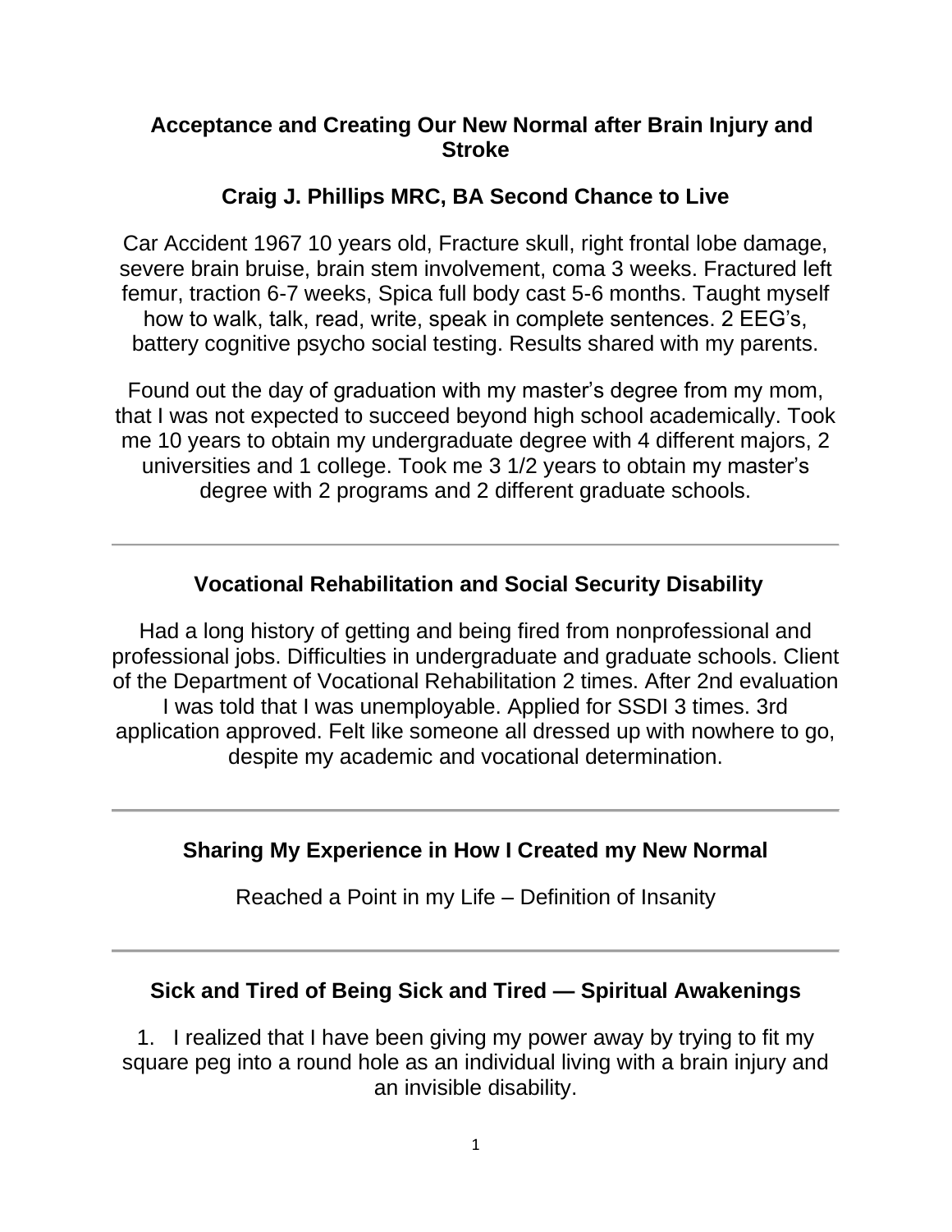# Acceptance and Creating Our New Normal after Brain Injury and Stroke

## Craig J. Phillips MRC, BA Second Chance to Live

Car Accident 1967 10 years old, Fracture skull, right frontal lobe damage, severe brain bruise, brain stem involvement, coma 3 weeks. Fractured left femur, traction 6-7 weeks, Spica full body cast 5-6 months. Taught myself how to walk, talk, read, write, speak in complete sentences. 2 EEG's, battery cognitive psycho social testing. Results shared with my parents.

Found out the day of graduation with my master's degree from my mom, that I was not expected to succeed beyond high school academically. Took me 10 years to obtain my undergraduate degree with 4 different majors, 2 universities and 1 college. Took me 3 1/2 years to obtain my master's degree with 2 programs and 2 different graduate schools.

---

## Vocational Rehabilitation and Social Security Disability

Had a long history of getting and being fired from nonprofessional and professional jobs. Difficulties in undergraduate and graduate schools. Client of the Department of Vocational Rehabilitation 2 times. After 2nd evaluation I was told that I was unemployable. Applied for SSDI 3 times. 3rd application approved. Felt like someone all dressed up with nowhere to go, despite my academic and vocational determination.

---

## Sharing My Experience in How I Created my New Normal

Reached a Point in my Life – Definition of Insanity

---

## Sick and Tired of Being Sick and Tired — Spiritual Awakenings

1. I realized that I have been giving my power away by trying to fit my square peg into a round hole as an individual living with a brain injury and an invisible disability.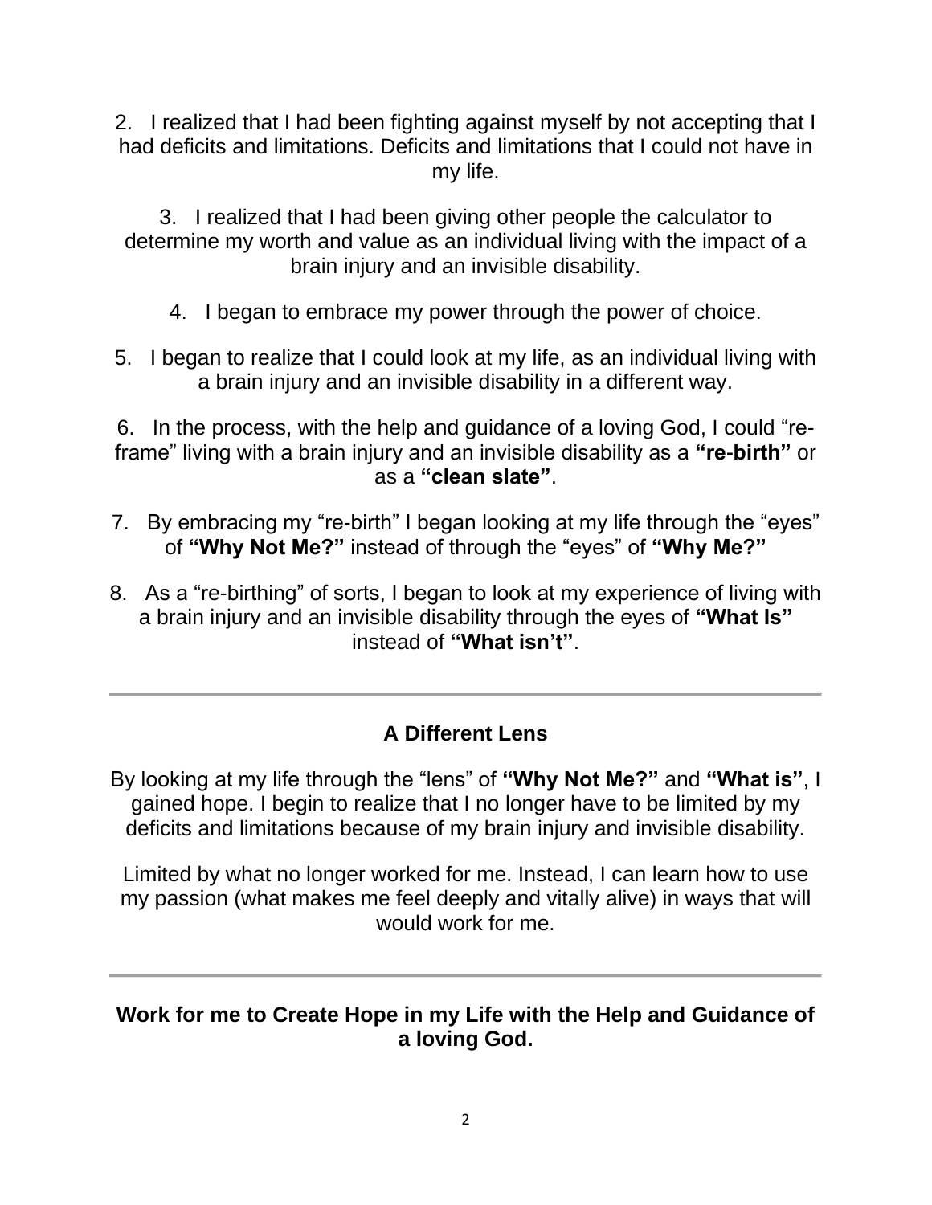2. I realized that I had been fighting against myself by not accepting that I had deficits and limitations. Deficits and limitations that I could not have in my life.

3. I realized that I had been giving other people the calculator to determine my worth and value as an individual living with the impact of a brain injury and an invisible disability.

4. I began to embrace my power through the power of choice.

5. I began to realize that I could look at my life, as an individual living with a brain injury and an invisible disability in a different way.

6. In the process, with the help and guidance of a loving God, I could "re-frame" living with a brain injury and an invisible disability as a **"re-birth"** or as a **"clean slate"**.

7. By embracing my "re-birth" I began looking at my life through the "eyes" of **"Why Not Me?"** instead of through the "eyes" of **"Why Me?"**

8. As a "re-birthing" of sorts, I began to look at my experience of living with a brain injury and an invisible disability through the eyes of **"What Is"** instead of **"What isn't"**.

---

## A Different Lens

By looking at my life through the "lens" of **"Why Not Me?"** and **"What is"**, I gained hope. I begin to realize that I no longer have to be limited by my deficits and limitations because of my brain injury and invisible disability.

Limited by what no longer worked for me. Instead, I can learn how to use my passion (what makes me feel deeply and vitally alive) in ways that will would work for me.

---

**Work for me to Create Hope in my Life with the Help and Guidance of a loving God.**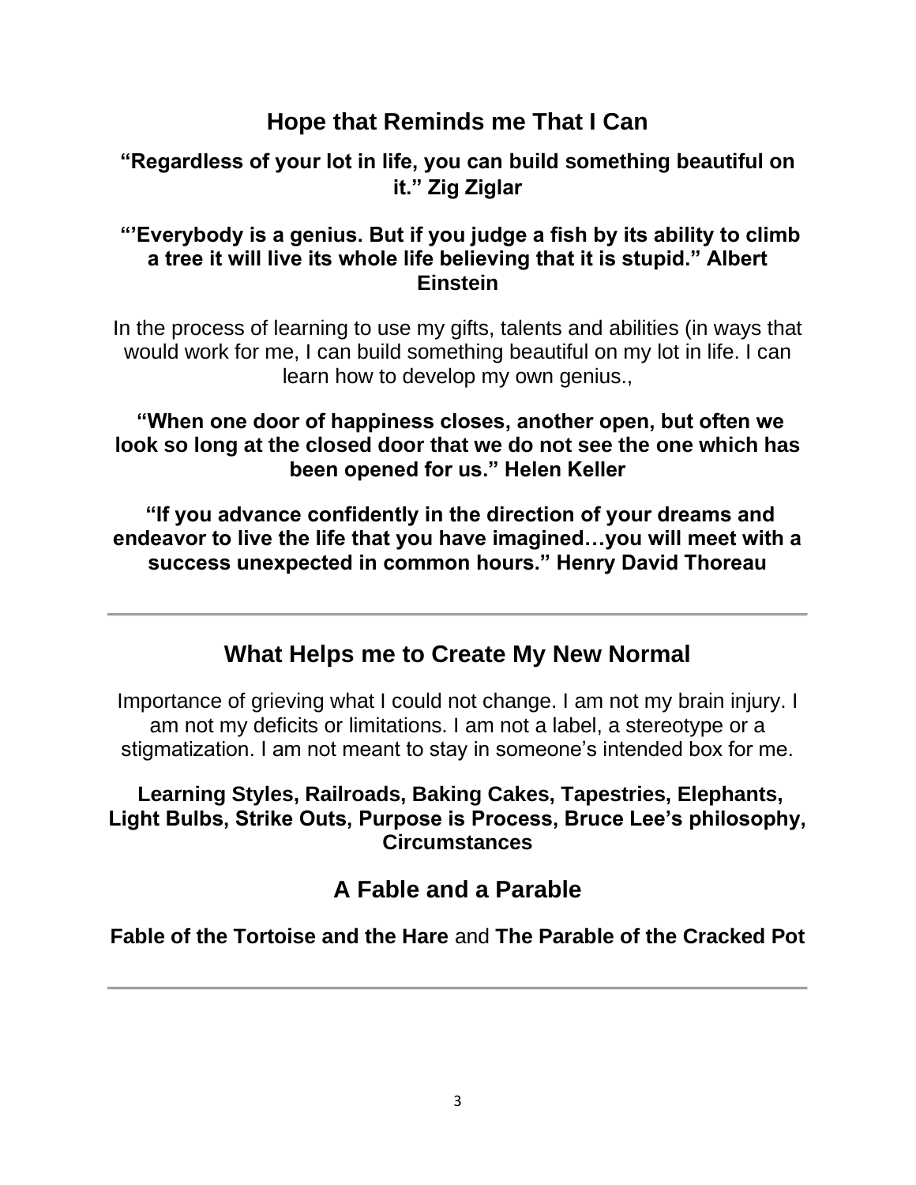## Hope that Reminds me That I Can

**"Regardless of your lot in life, you can build something beautiful on it." Zig Ziglar**

**"'Everybody is a genius. But if you judge a fish by its ability to climb a tree it will live its whole life believing that it is stupid." Albert Einstein**

In the process of learning to use my gifts, talents and abilities (in ways that would work for me, I can build something beautiful on my lot in life. I can learn how to develop my own genius.,

**"When one door of happiness closes, another open, but often we look so long at the closed door that we do not see the one which has been opened for us." Helen Keller**

**"If you advance confidently in the direction of your dreams and endeavor to live the life that you have imagined…you will meet with a success unexpected in common hours." Henry David Thoreau**

---

## What Helps me to Create My New Normal

Importance of grieving what I could not change. I am not my brain injury. I am not my deficits or limitations. I am not a label, a stereotype or a stigmatization. I am not meant to stay in someone's intended box for me.

**Learning Styles, Railroads, Baking Cakes, Tapestries, Elephants, Light Bulbs, Strike Outs, Purpose is Process, Bruce Lee's philosophy, Circumstances**

## A Fable and a Parable

**Fable of the Tortoise and the Hare** and **The Parable of the Cracked Pot**

---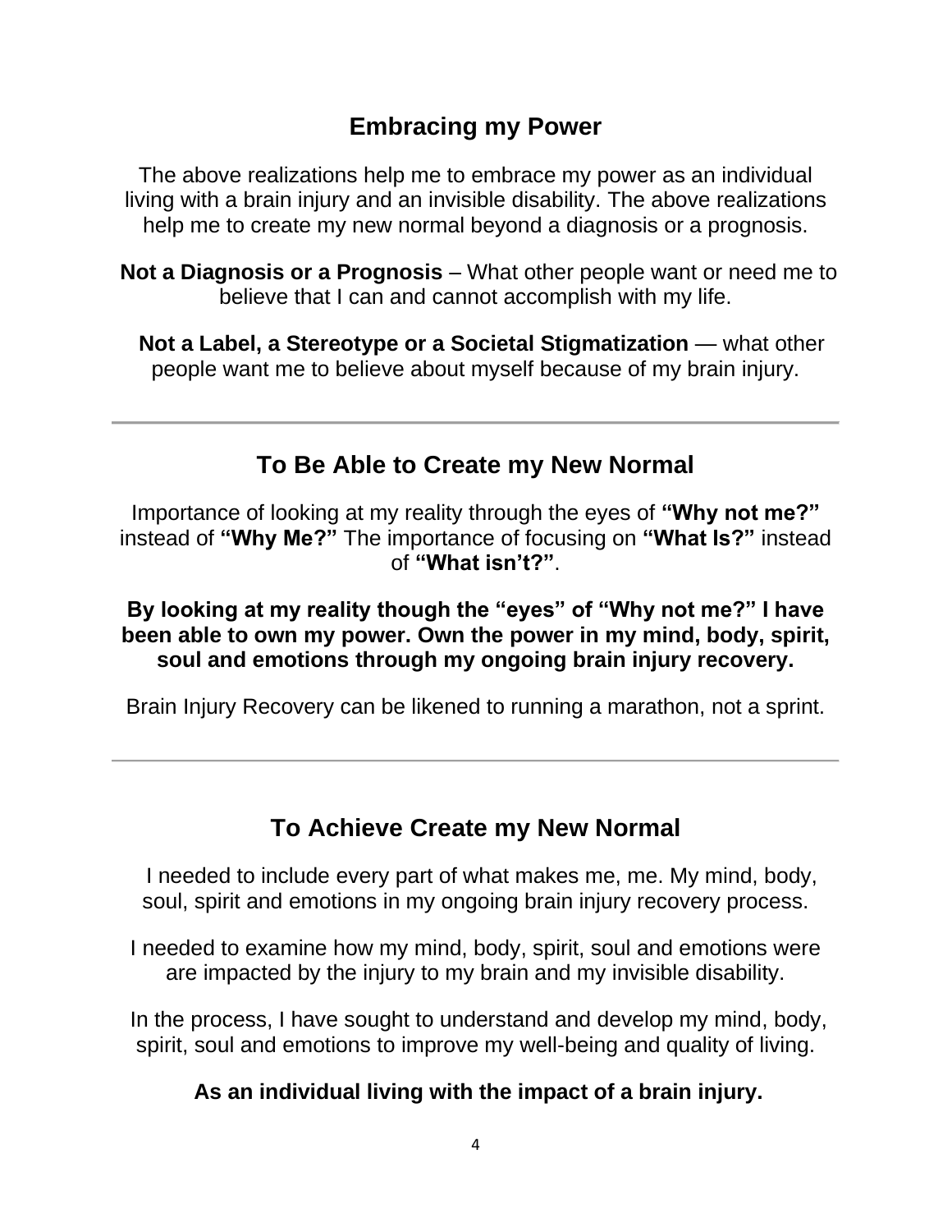## Embracing my Power

The above realizations help me to embrace my power as an individual living with a brain injury and an invisible disability. The above realizations help me to create my new normal beyond a diagnosis or a prognosis.

**Not a Diagnosis or a Prognosis** – What other people want or need me to believe that I can and cannot accomplish with my life.

**Not a Label, a Stereotype or a Societal Stigmatization** — what other people want me to believe about myself because of my brain injury.

---

## To Be Able to Create my New Normal

Importance of looking at my reality through the eyes of **"Why not me?"** instead of **"Why Me?"** The importance of focusing on **"What Is?"** instead of **"What isn't?"**.

**By looking at my reality though the "eyes" of "Why not me?" I have been able to own my power. Own the power in my mind, body, spirit, soul and emotions through my ongoing brain injury recovery.**

Brain Injury Recovery can be likened to running a marathon, not a sprint.

---

## To Achieve Create my New Normal

I needed to include every part of what makes me, me. My mind, body, soul, spirit and emotions in my ongoing brain injury recovery process.

I needed to examine how my mind, body, spirit, soul and emotions were are impacted by the injury to my brain and my invisible disability.

In the process, I have sought to understand and develop my mind, body, spirit, soul and emotions to improve my well-being and quality of living.

**As an individual living with the impact of a brain injury.**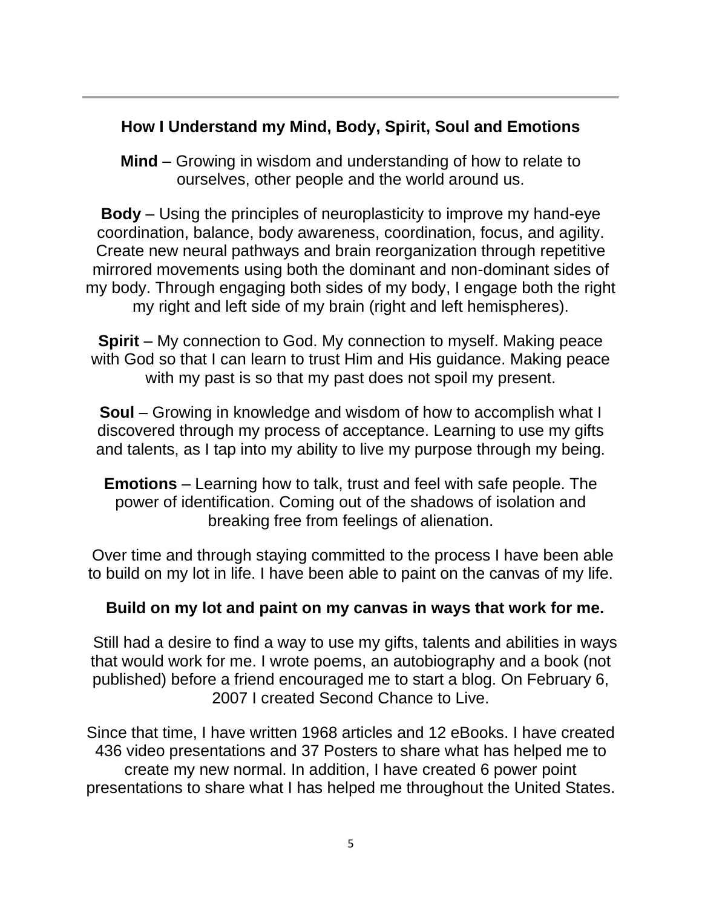## How I Understand my Mind, Body, Spirit, Soul and Emotions

**Mind** – Growing in wisdom and understanding of how to relate to ourselves, other people and the world around us.

**Body** – Using the principles of neuroplasticity to improve my hand-eye coordination, balance, body awareness, coordination, focus, and agility. Create new neural pathways and brain reorganization through repetitive mirrored movements using both the dominant and non-dominant sides of my body. Through engaging both sides of my body, I engage both the right my right and left side of my brain (right and left hemispheres).

**Spirit** – My connection to God. My connection to myself. Making peace with God so that I can learn to trust Him and His guidance. Making peace with my past is so that my past does not spoil my present.

**Soul** – Growing in knowledge and wisdom of how to accomplish what I discovered through my process of acceptance. Learning to use my gifts and talents, as I tap into my ability to live my purpose through my being.

**Emotions** – Learning how to talk, trust and feel with safe people. The power of identification. Coming out of the shadows of isolation and breaking free from feelings of alienation.

Over time and through staying committed to the process I have been able to build on my lot in life. I have been able to paint on the canvas of my life.

**Build on my lot and paint on my canvas in ways that work for me.**

Still had a desire to find a way to use my gifts, talents and abilities in ways that would work for me. I wrote poems, an autobiography and a book (not published) before a friend encouraged me to start a blog. On February 6, 2007 I created Second Chance to Live.

Since that time, I have written 1968 articles and 12 eBooks. I have created 436 video presentations and 37 Posters to share what has helped me to create my new normal. In addition, I have created 6 power point presentations to share what I has helped me throughout the United States.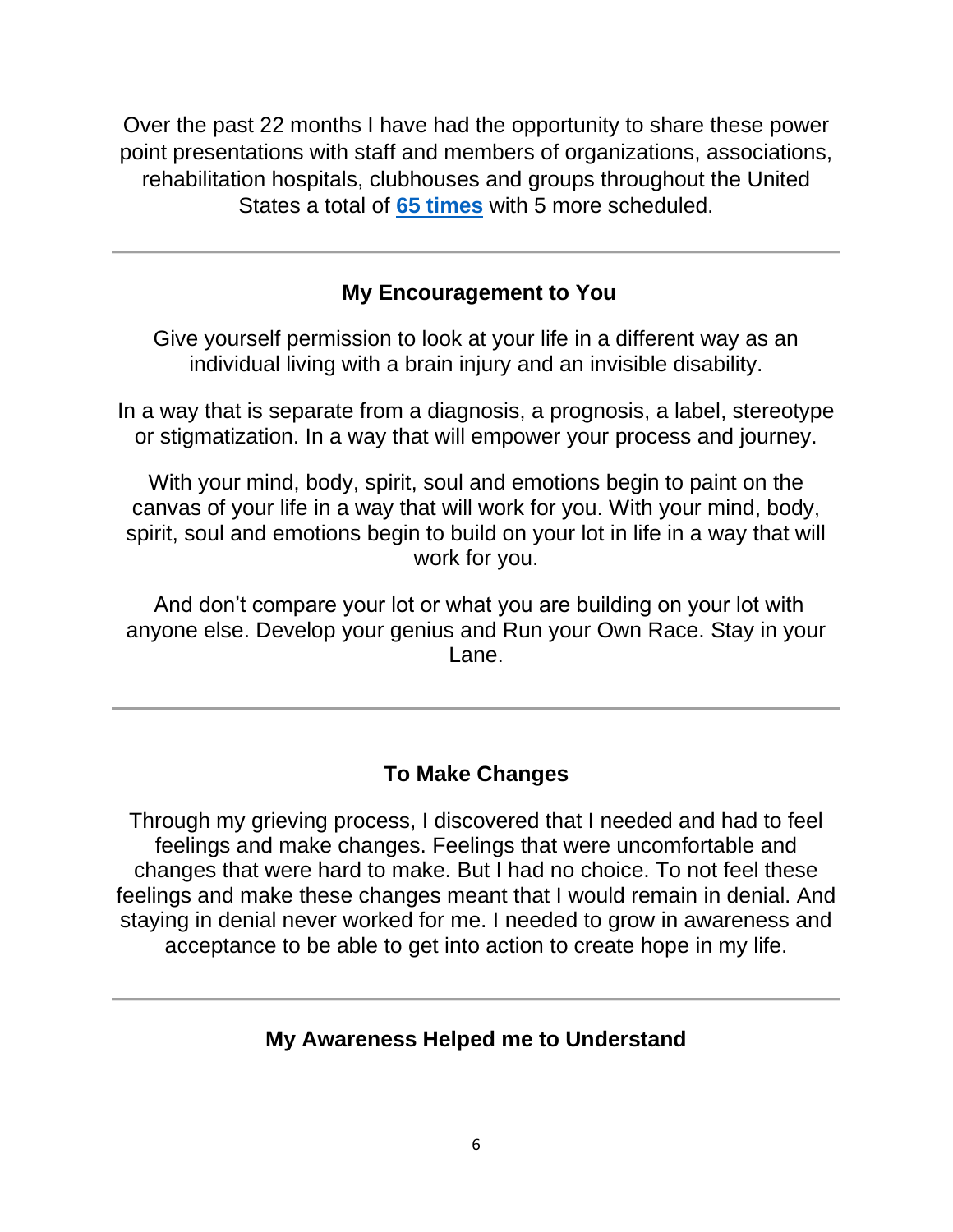Over the past 22 months I have had the opportunity to share these power point presentations with staff and members of organizations, associations, rehabilitation hospitals, clubhouses and groups throughout the United States a total of **65 times** with 5 more scheduled.

---

### My Encouragement to You

Give yourself permission to look at your life in a different way as an individual living with a brain injury and an invisible disability.

In a way that is separate from a diagnosis, a prognosis, a label, stereotype or stigmatization. In a way that will empower your process and journey.

With your mind, body, spirit, soul and emotions begin to paint on the canvas of your life in a way that will work for you. With your mind, body, spirit, soul and emotions begin to build on your lot in life in a way that will work for you.

And don't compare your lot or what you are building on your lot with anyone else. Develop your genius and Run your Own Race. Stay in your Lane.

---

### To Make Changes

Through my grieving process, I discovered that I needed and had to feel feelings and make changes. Feelings that were uncomfortable and changes that were hard to make. But I had no choice. To not feel these feelings and make these changes meant that I would remain in denial. And staying in denial never worked for me. I needed to grow in awareness and acceptance to be able to get into action to create hope in my life.

---

### My Awareness Helped me to Understand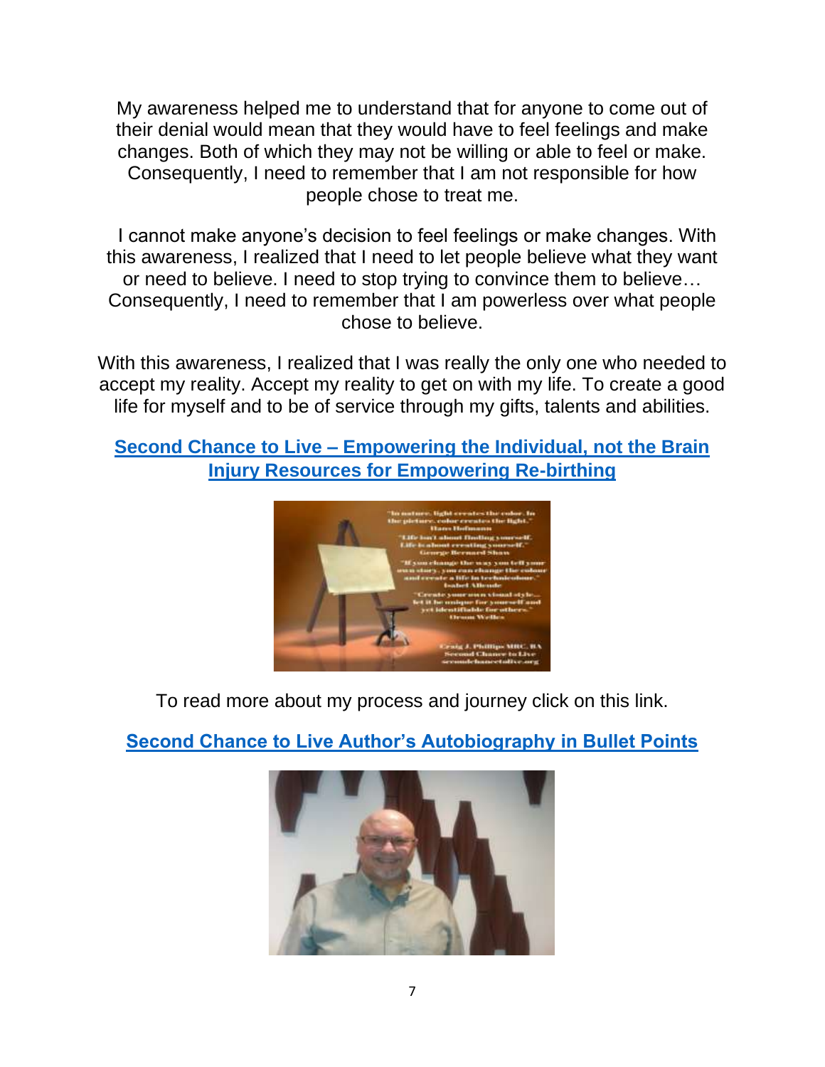My awareness helped me to understand that for anyone to come out of their denial would mean that they would have to feel feelings and make changes. Both of which they may not be willing or able to feel or make. Consequently, I need to remember that I am not responsible for how people chose to treat me.

I cannot make anyone's decision to feel feelings or make changes. With this awareness, I realized that I need to let people believe what they want or need to believe. I need to stop trying to convince them to believe… Consequently, I need to remember that I am powerless over what people chose to believe.

With this awareness, I realized that I was really the only one who needed to accept my reality. Accept my reality to get on with my life. To create a good life for myself and to be of service through my gifts, talents and abilities.

**Second Chance to Live – Empowering the Individual, not the Brain Injury Resources for Empowering Re-birthing**

To read more about my process and journey click on this link.

**Second Chance to Live Author's Autobiography in Bullet Points**